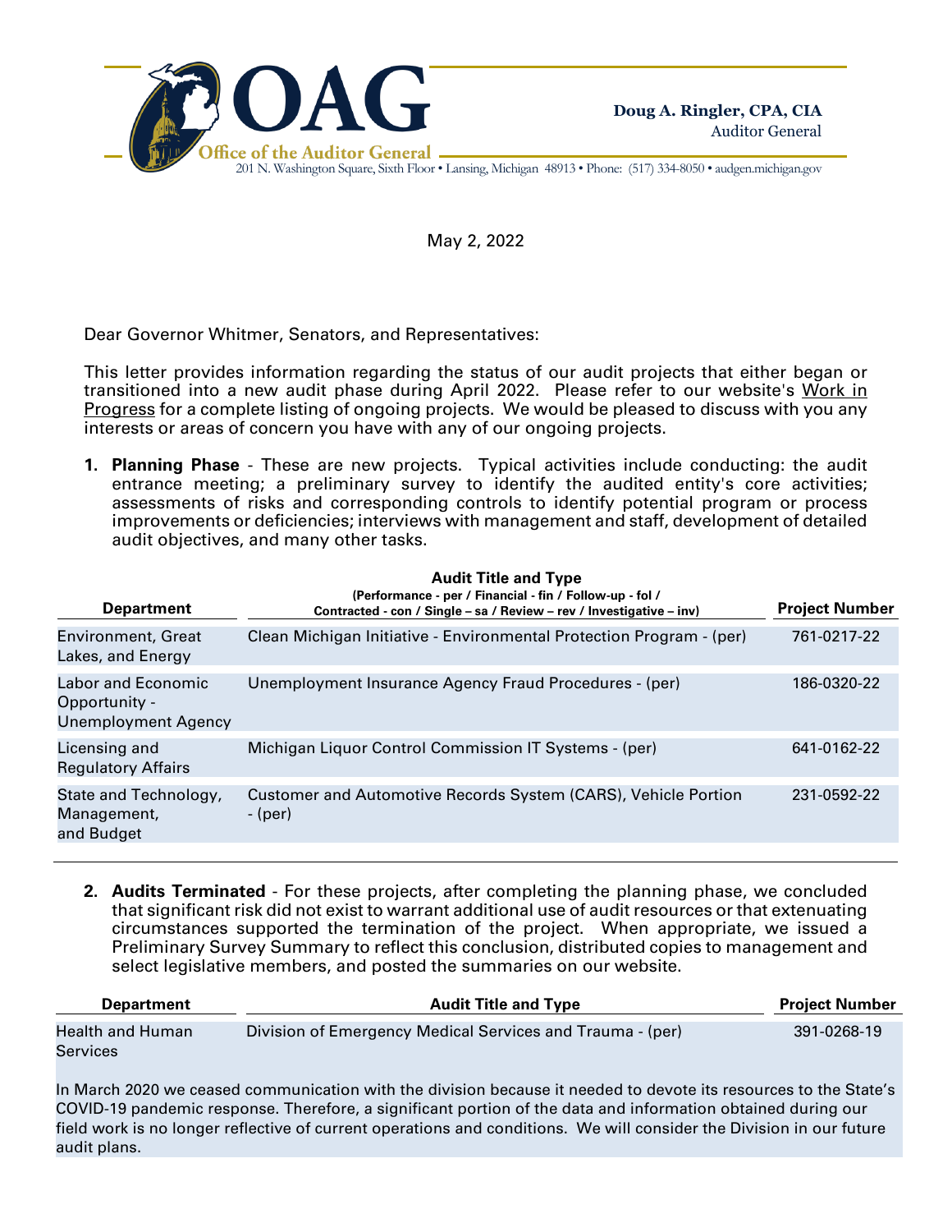**OAG**
**Office of the Auditor General**
201 N. Washington Square, Sixth Floor • Lansing, Michigan 48913 • Phone: (517) 334-8050 • audgen.michigan.gov

**Doug A. Ringler, CPA, CIA**
Auditor General

May 2, 2022

Dear Governor Whitmer, Senators, and Representatives:

This letter provides information regarding the status of our audit projects that either began or transitioned into a new audit phase during April 2022. Please refer to our website's Work in Progress for a complete listing of ongoing projects. We would be pleased to discuss with you any interests or areas of concern you have with any of our ongoing projects.

1. **Planning Phase** - These are new projects. Typical activities include conducting: the audit entrance meeting; a preliminary survey to identify the audited entity's core activities; assessments of risks and corresponding controls to identify potential program or process improvements or deficiencies; interviews with management and staff, development of detailed audit objectives, and many other tasks.

| Department | Audit Title and Type (Performance - per / Financial - fin / Follow-up - fol / Contracted - con / Single – sa / Review – rev / Investigative – inv) | Project Number |
|---|---|---|
| Environment, Great Lakes, and Energy | Clean Michigan Initiative - Environmental Protection Program - (per) | 761-0217-22 |
| Labor and Economic Opportunity - Unemployment Agency | Unemployment Insurance Agency Fraud Procedures - (per) | 186-0320-22 |
| Licensing and Regulatory Affairs | Michigan Liquor Control Commission IT Systems - (per) | 641-0162-22 |
| State and Technology, Management, and Budget | Customer and Automotive Records System (CARS), Vehicle Portion - (per) | 231-0592-22 |

2. **Audits Terminated** - For these projects, after completing the planning phase, we concluded that significant risk did not exist to warrant additional use of audit resources or that extenuating circumstances supported the termination of the project. When appropriate, we issued a Preliminary Survey Summary to reflect this conclusion, distributed copies to management and select legislative members, and posted the summaries on our website.

| Department | Audit Title and Type | Project Number |
|---|---|---|
| Health and Human Services | Division of Emergency Medical Services and Trauma - (per) | 391-0268-19 |

In March 2020 we ceased communication with the division because it needed to devote its resources to the State's COVID-19 pandemic response. Therefore, a significant portion of the data and information obtained during our field work is no longer reflective of current operations and conditions. We will consider the Division in our future audit plans.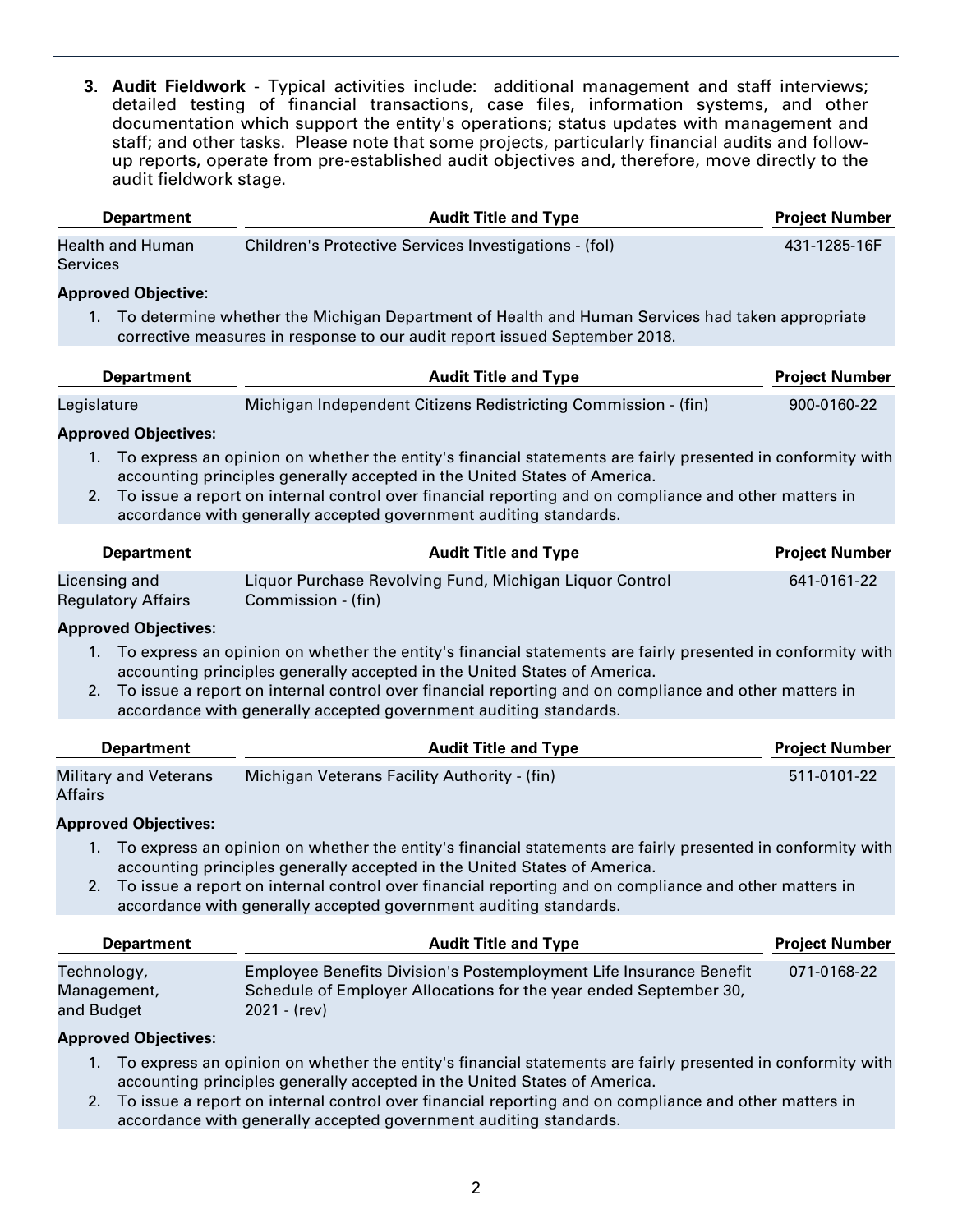3. **Audit Fieldwork** - Typical activities include: additional management and staff interviews; detailed testing of financial transactions, case files, information systems, and other documentation which support the entity's operations; status updates with management and staff; and other tasks. Please note that some projects, particularly financial audits and follow-up reports, operate from pre-established audit objectives and, therefore, move directly to the audit fieldwork stage.

| Department | Audit Title and Type | Project Number |
|---|---|---|
| Health and Human Services | Children's Protective Services Investigations - (fol) | 431-1285-16F |

**Approved Objective:**

1. To determine whether the Michigan Department of Health and Human Services had taken appropriate corrective measures in response to our audit report issued September 2018.

| Department | Audit Title and Type | Project Number |
|---|---|---|
| Legislature | Michigan Independent Citizens Redistricting Commission - (fin) | 900-0160-22 |

**Approved Objectives:**

1. To express an opinion on whether the entity's financial statements are fairly presented in conformity with accounting principles generally accepted in the United States of America.
2. To issue a report on internal control over financial reporting and on compliance and other matters in accordance with generally accepted government auditing standards.

| Department | Audit Title and Type | Project Number |
|---|---|---|
| Licensing and Regulatory Affairs | Liquor Purchase Revolving Fund, Michigan Liquor Control Commission - (fin) | 641-0161-22 |

**Approved Objectives:**

1. To express an opinion on whether the entity's financial statements are fairly presented in conformity with accounting principles generally accepted in the United States of America.
2. To issue a report on internal control over financial reporting and on compliance and other matters in accordance with generally accepted government auditing standards.

| Department | Audit Title and Type | Project Number |
|---|---|---|
| Military and Veterans Affairs | Michigan Veterans Facility Authority - (fin) | 511-0101-22 |

**Approved Objectives:**

1. To express an opinion on whether the entity's financial statements are fairly presented in conformity with accounting principles generally accepted in the United States of America.
2. To issue a report on internal control over financial reporting and on compliance and other matters in accordance with generally accepted government auditing standards.

| Department | Audit Title and Type | Project Number |
|---|---|---|
| Technology, Management, and Budget | Employee Benefits Division's Postemployment Life Insurance Benefit Schedule of Employer Allocations for the year ended September 30, 2021 - (rev) | 071-0168-22 |

**Approved Objectives:**

1. To express an opinion on whether the entity's financial statements are fairly presented in conformity with accounting principles generally accepted in the United States of America.
2. To issue a report on internal control over financial reporting and on compliance and other matters in accordance with generally accepted government auditing standards.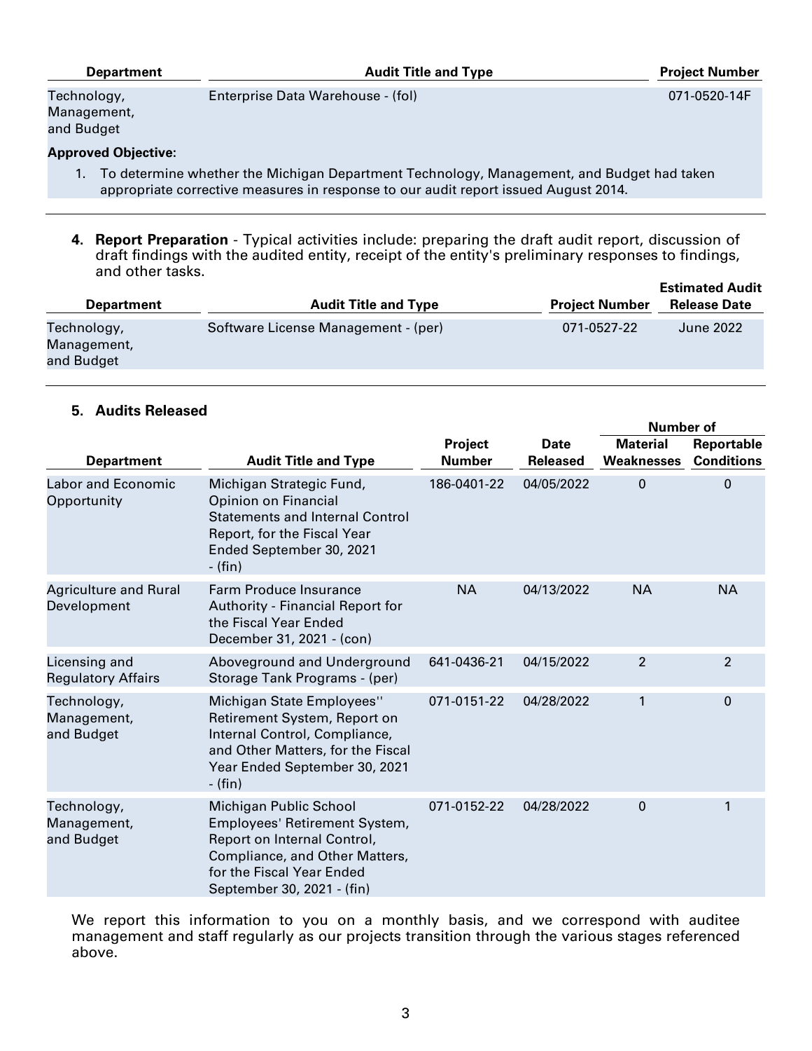| Department | Audit Title and Type | Project Number |
|---|---|---|
| Technology, Management, and Budget | Enterprise Data Warehouse - (fol) | 071-0520-14F |

**Approved Objective:**

1. To determine whether the Michigan Department Technology, Management, and Budget had taken appropriate corrective measures in response to our audit report issued August 2014.

4. **Report Preparation** - Typical activities include: preparing the draft audit report, discussion of draft findings with the audited entity, receipt of the entity's preliminary responses to findings, and other tasks.

| Department | Audit Title and Type | Project Number | Estimated Audit Release Date |
|---|---|---|---|
| Technology, Management, and Budget | Software License Management - (per) | 071-0527-22 | June 2022 |

5. **Audits Released**

| Department | Audit Title and Type | Project Number | Date Released | Number of Material Weaknesses | Number of Reportable Conditions |
|---|---|---|---|---|---|
| Labor and Economic Opportunity | Michigan Strategic Fund, Opinion on Financial Statements and Internal Control Report, for the Fiscal Year Ended September 30, 2021 - (fin) | 186-0401-22 | 04/05/2022 | 0 | 0 |
| Agriculture and Rural Development | Farm Produce Insurance Authority - Financial Report for the Fiscal Year Ended December 31, 2021 - (con) | NA | 04/13/2022 | NA | NA |
| Licensing and Regulatory Affairs | Aboveground and Underground Storage Tank Programs - (per) | 641-0436-21 | 04/15/2022 | 2 | 2 |
| Technology, Management, and Budget | Michigan State Employees'' Retirement System, Report on Internal Control, Compliance, and Other Matters, for the Fiscal Year Ended September 30, 2021 - (fin) | 071-0151-22 | 04/28/2022 | 1 | 0 |
| Technology, Management, and Budget | Michigan Public School Employees' Retirement System, Report on Internal Control, Compliance, and Other Matters, for the Fiscal Year Ended September 30, 2021 - (fin) | 071-0152-22 | 04/28/2022 | 0 | 1 |

We report this information to you on a monthly basis, and we correspond with auditee management and staff regularly as our projects transition through the various stages referenced above.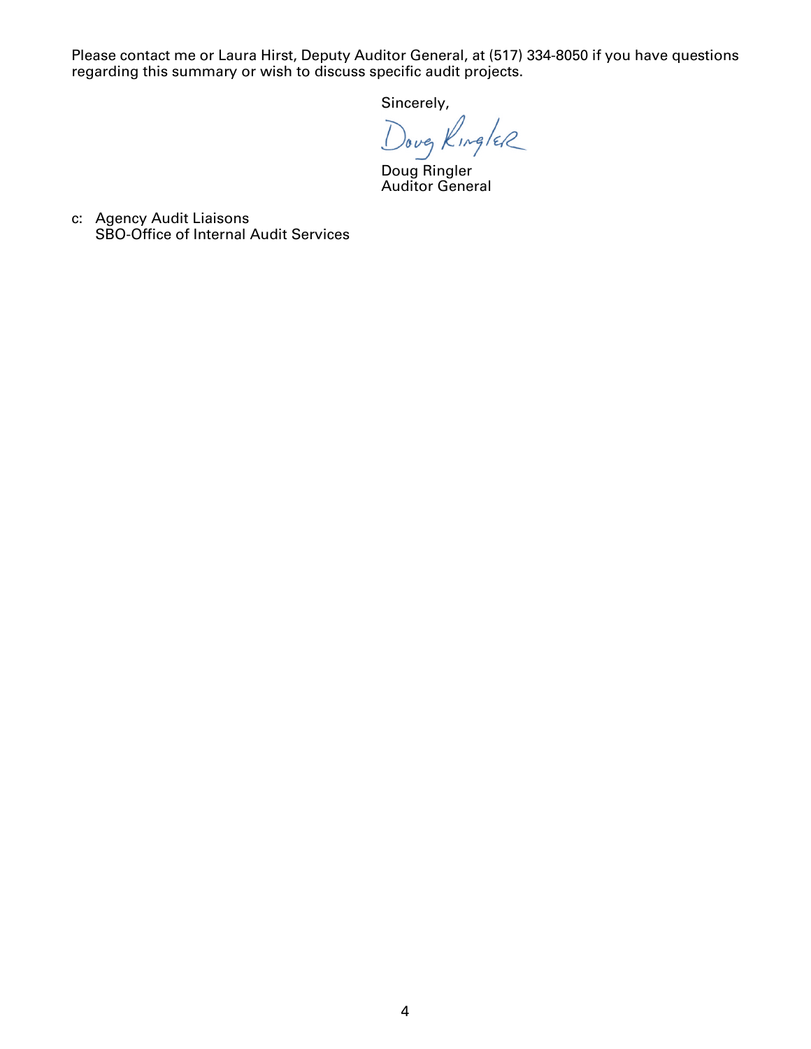Please contact me or Laura Hirst, Deputy Auditor General, at (517) 334-8050 if you have questions regarding this summary or wish to discuss specific audit projects.

Sincerely,

Doug Ringler

Doug Ringler  
Auditor General

c: Agency Audit Liaisons  
SBO-Office of Internal Audit Services